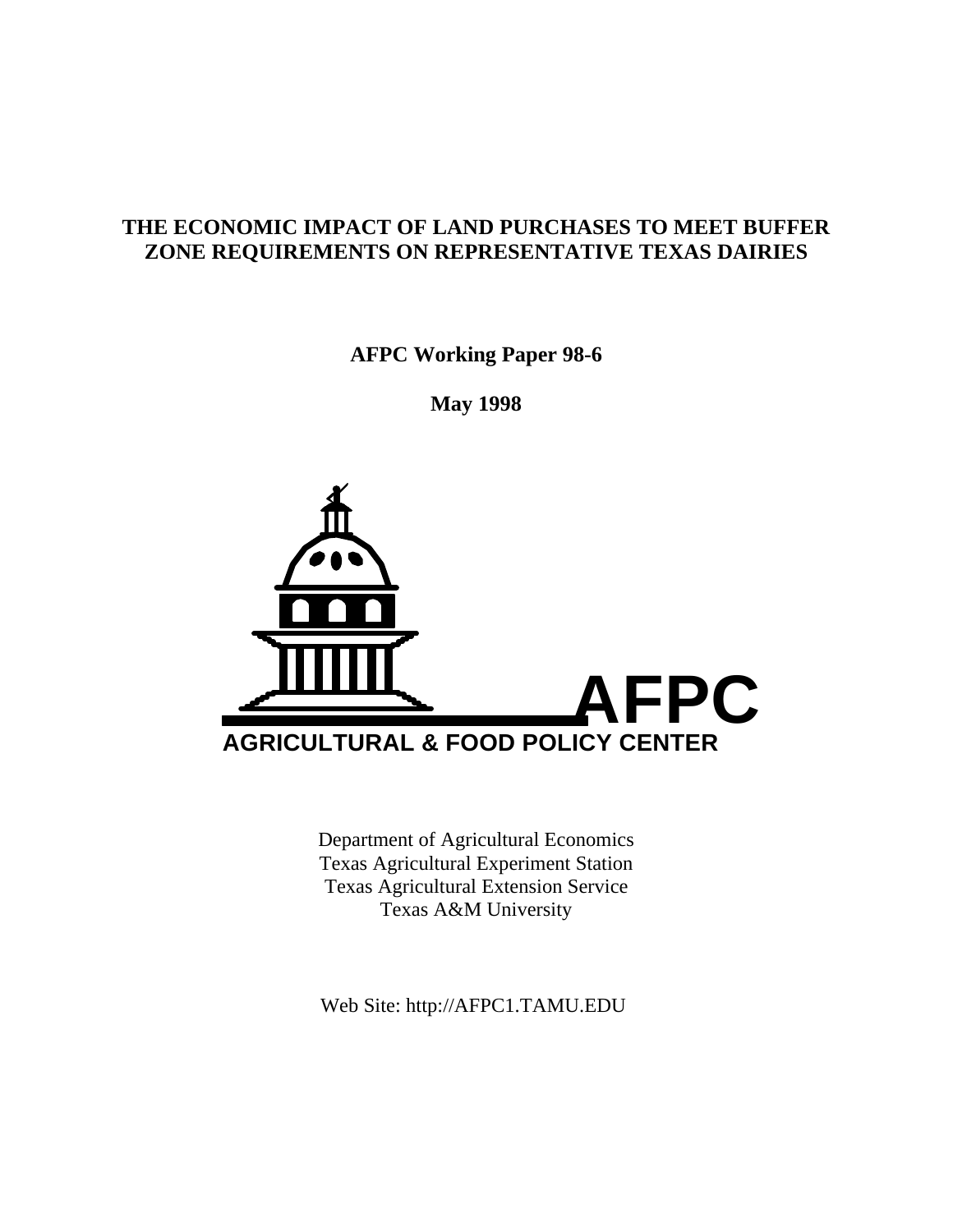# THE ECONOMIC IMPACT OF LAND PURCHASES TO MEET BUFFER ZONE REQUIREMENTS ON REPRESENTATIVE TEXAS DAIRIES

**AFPC Working Paper 98-6**

**May 1998**

**AFPC**

**AGRICULTURAL & FOOD POLICY CENTER**

Department of Agricultural Economics
Texas Agricultural Experiment Station
Texas Agricultural Extension Service
Texas A&M University

Web Site: http://AFPC1.TAMU.EDU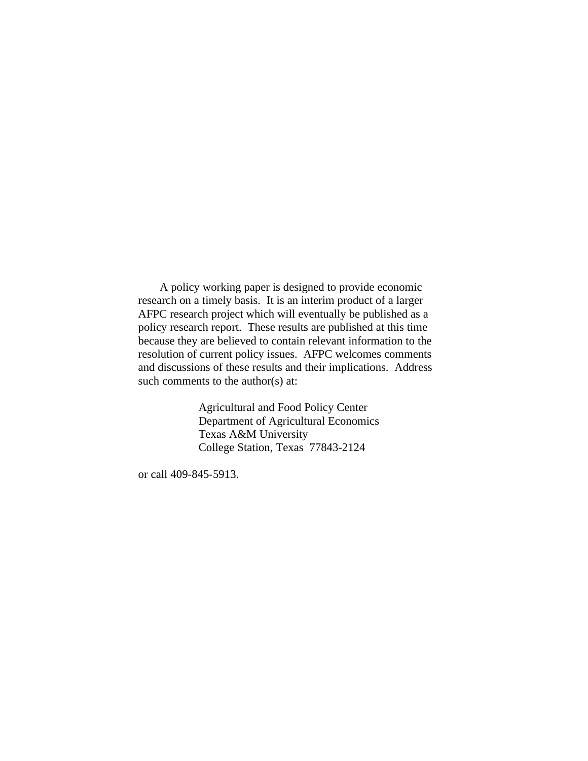A policy working paper is designed to provide economic research on a timely basis. It is an interim product of a larger AFPC research project which will eventually be published as a policy research report. These results are published at this time because they are believed to contain relevant information to the resolution of current policy issues. AFPC welcomes comments and discussions of these results and their implications. Address such comments to the author(s) at:

Agricultural and Food Policy Center
Department of Agricultural Economics
Texas A&M University
College Station, Texas 77843-2124

or call 409-845-5913.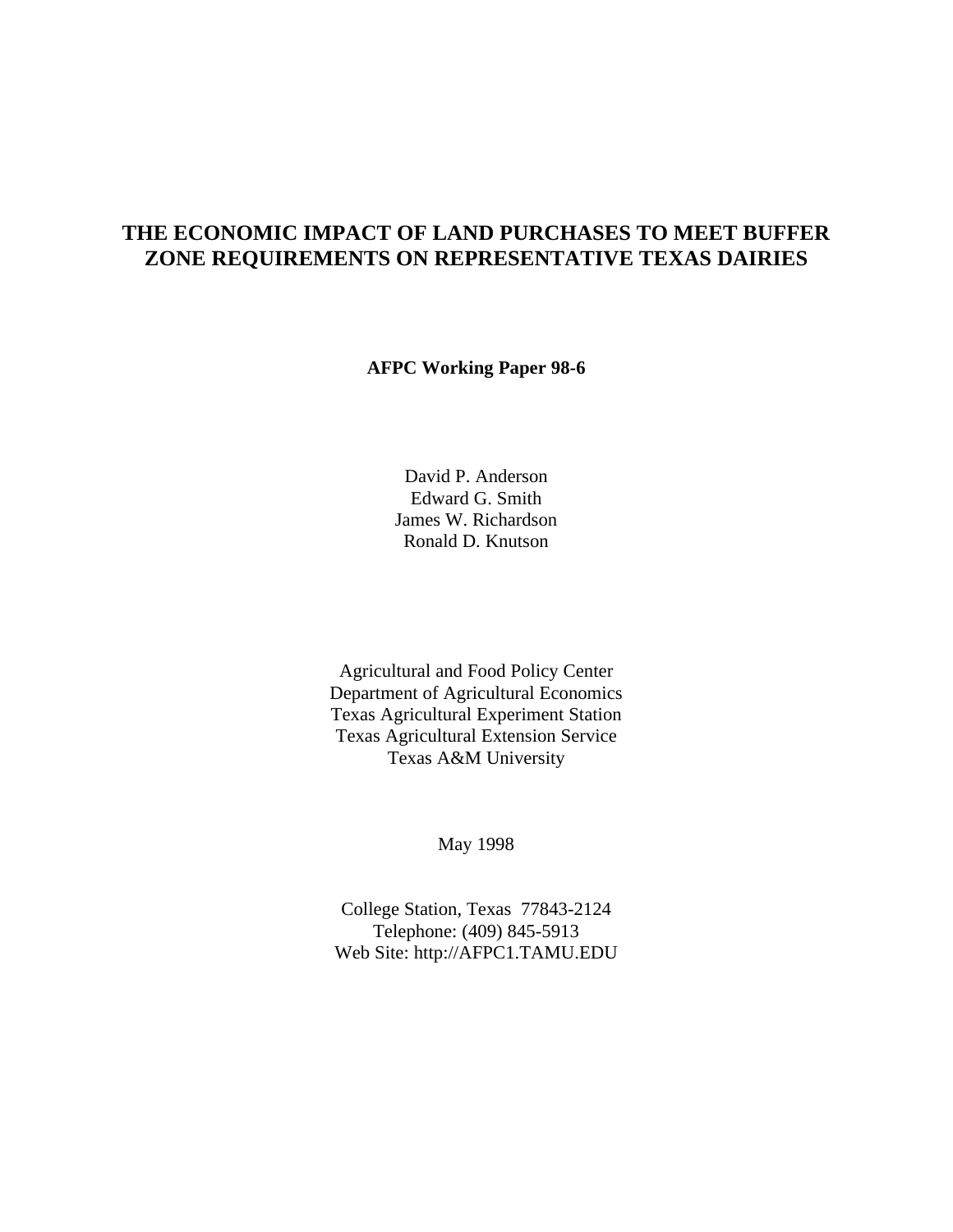# THE ECONOMIC IMPACT OF LAND PURCHASES TO MEET BUFFER ZONE REQUIREMENTS ON REPRESENTATIVE TEXAS DAIRIES

**AFPC Working Paper 98-6**

David P. Anderson
Edward G. Smith
James W. Richardson
Ronald D. Knutson

Agricultural and Food Policy Center
Department of Agricultural Economics
Texas Agricultural Experiment Station
Texas Agricultural Extension Service
Texas A&M University

May 1998

College Station, Texas 77843-2124
Telephone: (409) 845-5913
Web Site: http://AFPC1.TAMU.EDU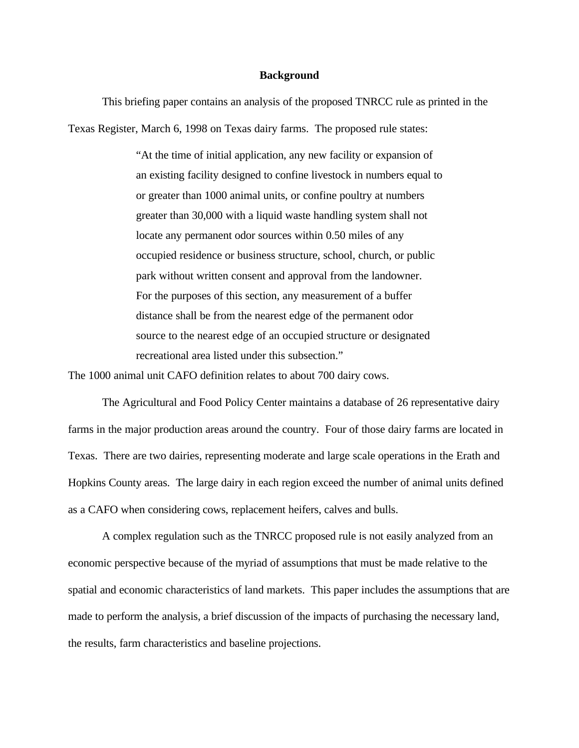## Background

This briefing paper contains an analysis of the proposed TNRCC rule as printed in the Texas Register, March 6, 1998 on Texas dairy farms. The proposed rule states:

> "At the time of initial application, any new facility or expansion of an existing facility designed to confine livestock in numbers equal to or greater than 1000 animal units, or confine poultry at numbers greater than 30,000 with a liquid waste handling system shall not locate any permanent odor sources within 0.50 miles of any occupied residence or business structure, school, church, or public park without written consent and approval from the landowner. For the purposes of this section, any measurement of a buffer distance shall be from the nearest edge of the permanent odor source to the nearest edge of an occupied structure or designated recreational area listed under this subsection."

The 1000 animal unit CAFO definition relates to about 700 dairy cows.

The Agricultural and Food Policy Center maintains a database of 26 representative dairy farms in the major production areas around the country. Four of those dairy farms are located in Texas. There are two dairies, representing moderate and large scale operations in the Erath and Hopkins County areas. The large dairy in each region exceed the number of animal units defined as a CAFO when considering cows, replacement heifers, calves and bulls.

A complex regulation such as the TNRCC proposed rule is not easily analyzed from an economic perspective because of the myriad of assumptions that must be made relative to the spatial and economic characteristics of land markets. This paper includes the assumptions that are made to perform the analysis, a brief discussion of the impacts of purchasing the necessary land, the results, farm characteristics and baseline projections.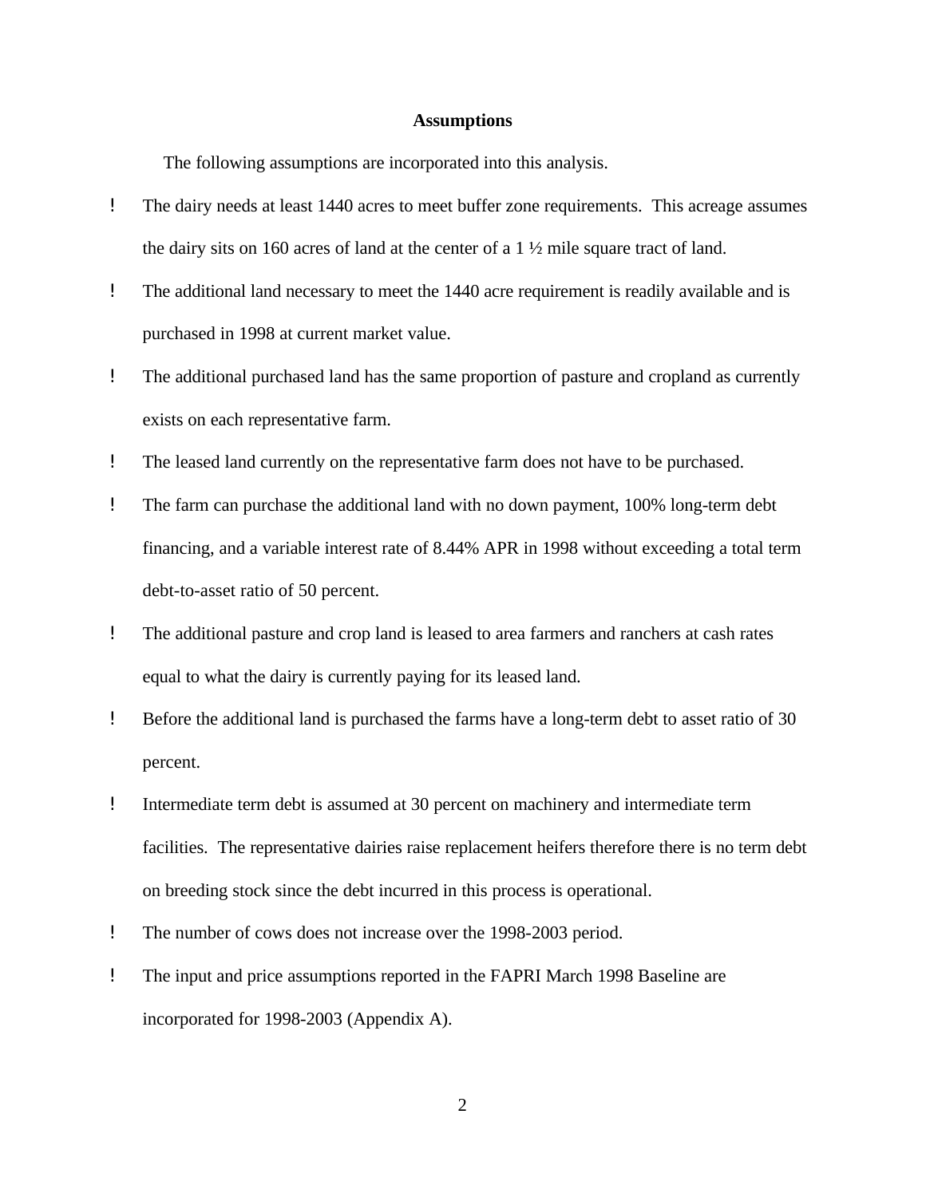## Assumptions

The following assumptions are incorporated into this analysis.

- The dairy needs at least 1440 acres to meet buffer zone requirements. This acreage assumes the dairy sits on 160 acres of land at the center of a 1 ½ mile square tract of land.
- The additional land necessary to meet the 1440 acre requirement is readily available and is purchased in 1998 at current market value.
- The additional purchased land has the same proportion of pasture and cropland as currently exists on each representative farm.
- The leased land currently on the representative farm does not have to be purchased.
- The farm can purchase the additional land with no down payment, 100% long-term debt financing, and a variable interest rate of 8.44% APR in 1998 without exceeding a total term debt-to-asset ratio of 50 percent.
- The additional pasture and crop land is leased to area farmers and ranchers at cash rates equal to what the dairy is currently paying for its leased land.
- Before the additional land is purchased the farms have a long-term debt to asset ratio of 30 percent.
- Intermediate term debt is assumed at 30 percent on machinery and intermediate term facilities. The representative dairies raise replacement heifers therefore there is no term debt on breeding stock since the debt incurred in this process is operational.
- The number of cows does not increase over the 1998-2003 period.
- The input and price assumptions reported in the FAPRI March 1998 Baseline are incorporated for 1998-2003 (Appendix A).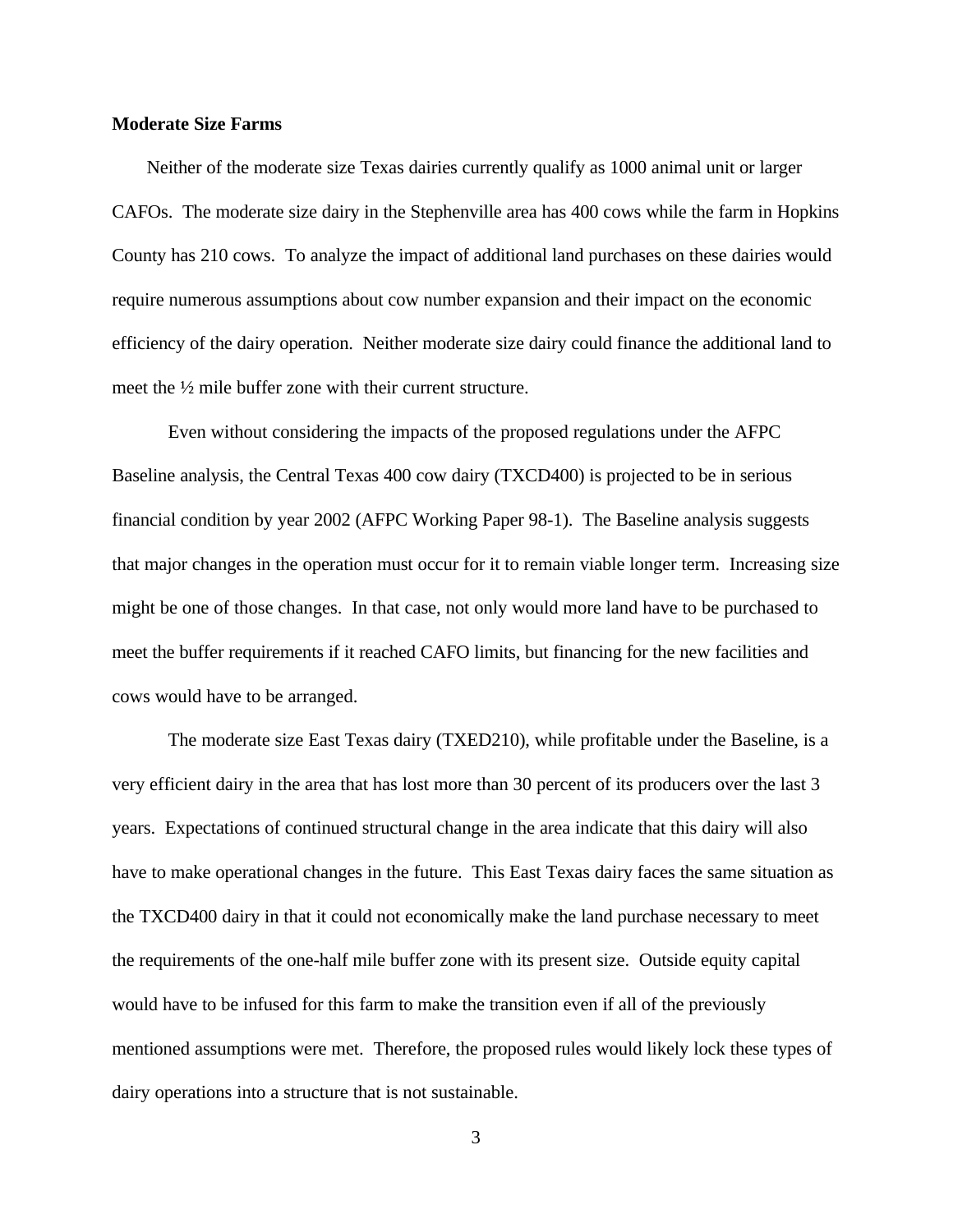**Moderate Size Farms**

Neither of the moderate size Texas dairies currently qualify as 1000 animal unit or larger CAFOs. The moderate size dairy in the Stephenville area has 400 cows while the farm in Hopkins County has 210 cows. To analyze the impact of additional land purchases on these dairies would require numerous assumptions about cow number expansion and their impact on the economic efficiency of the dairy operation. Neither moderate size dairy could finance the additional land to meet the ½ mile buffer zone with their current structure.

Even without considering the impacts of the proposed regulations under the AFPC Baseline analysis, the Central Texas 400 cow dairy (TXCD400) is projected to be in serious financial condition by year 2002 (AFPC Working Paper 98-1). The Baseline analysis suggests that major changes in the operation must occur for it to remain viable longer term. Increasing size might be one of those changes. In that case, not only would more land have to be purchased to meet the buffer requirements if it reached CAFO limits, but financing for the new facilities and cows would have to be arranged.

The moderate size East Texas dairy (TXED210), while profitable under the Baseline, is a very efficient dairy in the area that has lost more than 30 percent of its producers over the last 3 years. Expectations of continued structural change in the area indicate that this dairy will also have to make operational changes in the future. This East Texas dairy faces the same situation as the TXCD400 dairy in that it could not economically make the land purchase necessary to meet the requirements of the one-half mile buffer zone with its present size. Outside equity capital would have to be infused for this farm to make the transition even if all of the previously mentioned assumptions were met. Therefore, the proposed rules would likely lock these types of dairy operations into a structure that is not sustainable.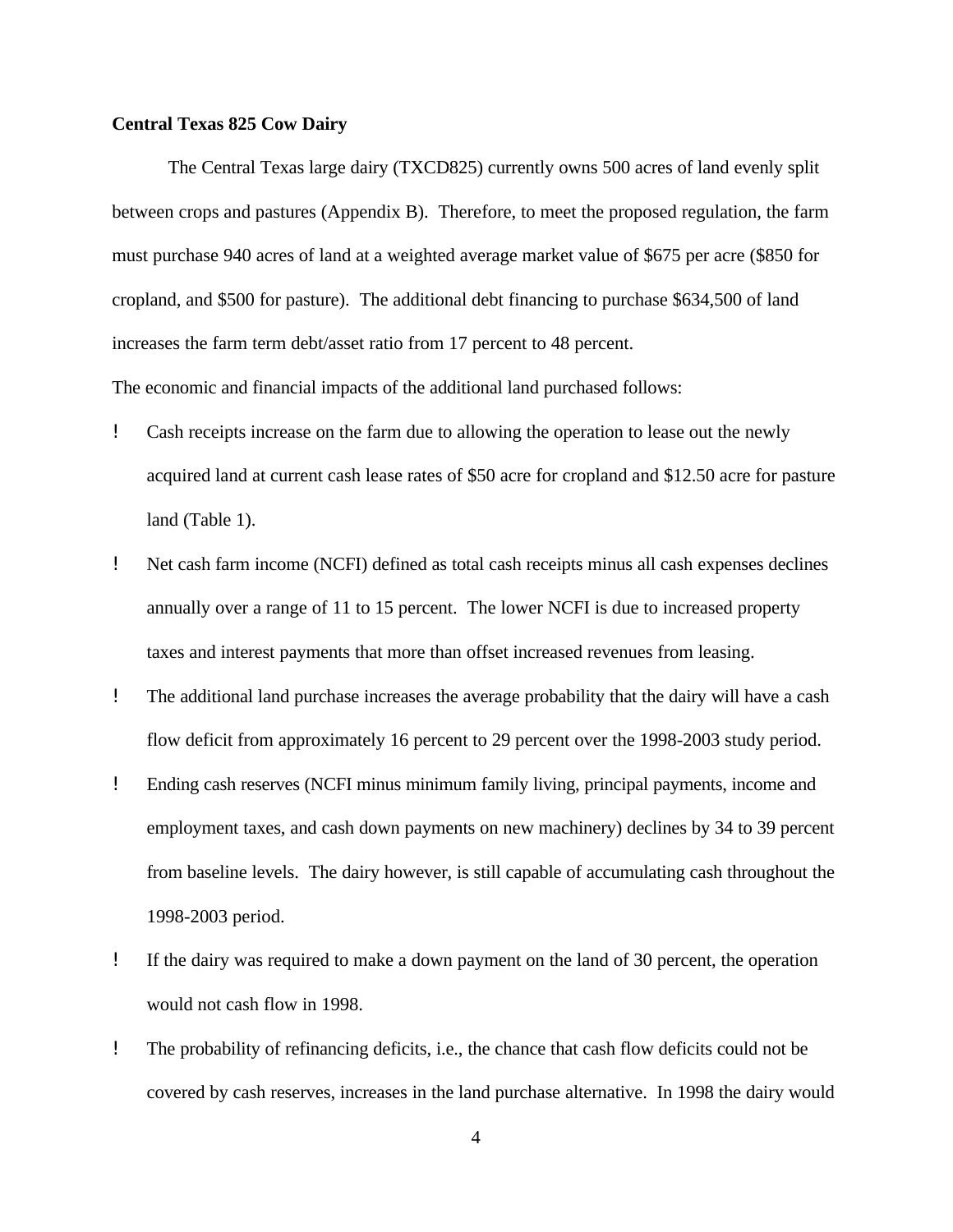**Central Texas 825 Cow Dairy**

The Central Texas large dairy (TXCD825) currently owns 500 acres of land evenly split between crops and pastures (Appendix B). Therefore, to meet the proposed regulation, the farm must purchase 940 acres of land at a weighted average market value of $675 per acre ($850 for cropland, and $500 for pasture). The additional debt financing to purchase $634,500 of land increases the farm term debt/asset ratio from 17 percent to 48 percent.

The economic and financial impacts of the additional land purchased follows:

- Cash receipts increase on the farm due to allowing the operation to lease out the newly acquired land at current cash lease rates of $50 acre for cropland and $12.50 acre for pasture land (Table 1).
- Net cash farm income (NCFI) defined as total cash receipts minus all cash expenses declines annually over a range of 11 to 15 percent. The lower NCFI is due to increased property taxes and interest payments that more than offset increased revenues from leasing.
- The additional land purchase increases the average probability that the dairy will have a cash flow deficit from approximately 16 percent to 29 percent over the 1998-2003 study period.
- Ending cash reserves (NCFI minus minimum family living, principal payments, income and employment taxes, and cash down payments on new machinery) declines by 34 to 39 percent from baseline levels. The dairy however, is still capable of accumulating cash throughout the 1998-2003 period.
- If the dairy was required to make a down payment on the land of 30 percent, the operation would not cash flow in 1998.
- The probability of refinancing deficits, i.e., the chance that cash flow deficits could not be covered by cash reserves, increases in the land purchase alternative. In 1998 the dairy would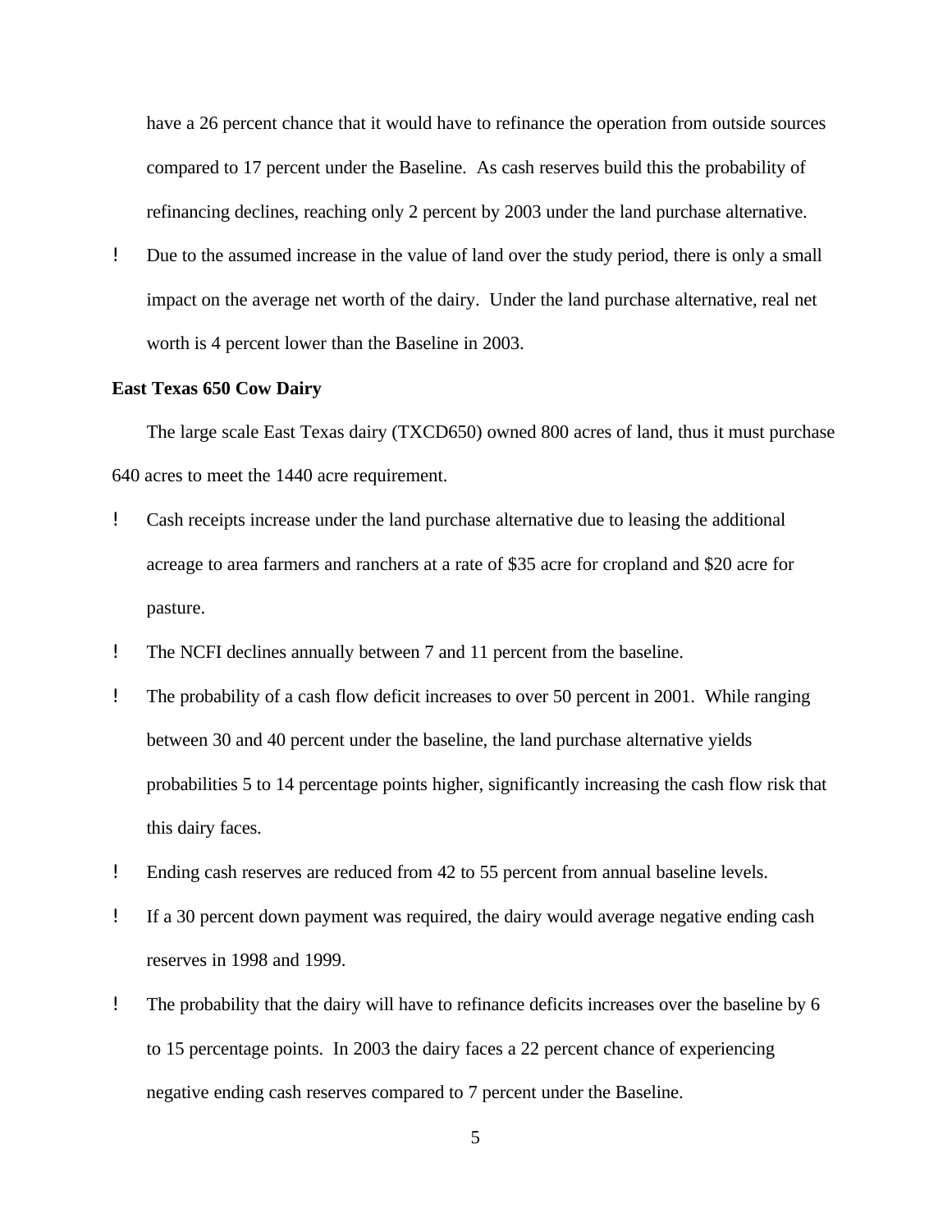have a 26 percent chance that it would have to refinance the operation from outside sources compared to 17 percent under the Baseline. As cash reserves build this the probability of refinancing declines, reaching only 2 percent by 2003 under the land purchase alternative.

- Due to the assumed increase in the value of land over the study period, there is only a small impact on the average net worth of the dairy. Under the land purchase alternative, real net worth is 4 percent lower than the Baseline in 2003.

**East Texas 650 Cow Dairy**

The large scale East Texas dairy (TXCD650) owned 800 acres of land, thus it must purchase 640 acres to meet the 1440 acre requirement.

- Cash receipts increase under the land purchase alternative due to leasing the additional acreage to area farmers and ranchers at a rate of $35 acre for cropland and $20 acre for pasture.
- The NCFI declines annually between 7 and 11 percent from the baseline.
- The probability of a cash flow deficit increases to over 50 percent in 2001. While ranging between 30 and 40 percent under the baseline, the land purchase alternative yields probabilities 5 to 14 percentage points higher, significantly increasing the cash flow risk that this dairy faces.
- Ending cash reserves are reduced from 42 to 55 percent from annual baseline levels.
- If a 30 percent down payment was required, the dairy would average negative ending cash reserves in 1998 and 1999.
- The probability that the dairy will have to refinance deficits increases over the baseline by 6 to 15 percentage points. In 2003 the dairy faces a 22 percent chance of experiencing negative ending cash reserves compared to 7 percent under the Baseline.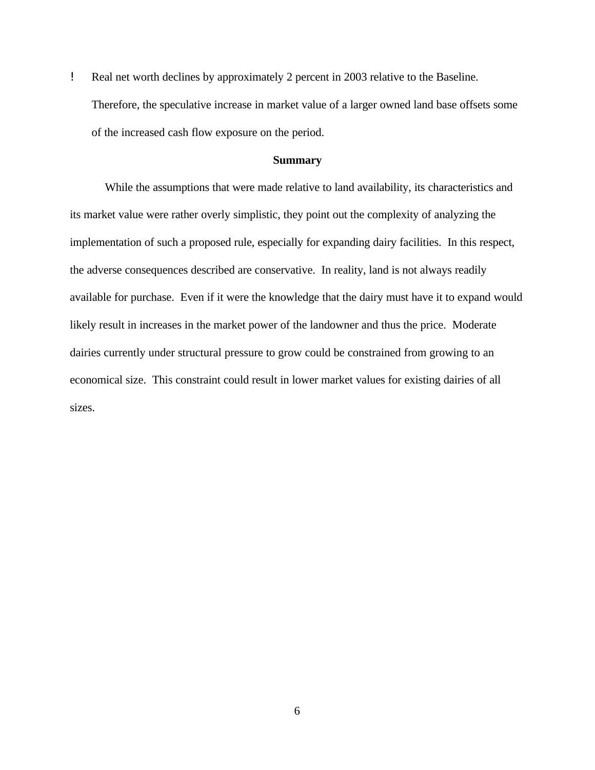- Real net worth declines by approximately 2 percent in 2003 relative to the Baseline. Therefore, the speculative increase in market value of a larger owned land base offsets some of the increased cash flow exposure on the period.

**Summary**

While the assumptions that were made relative to land availability, its characteristics and its market value were rather overly simplistic, they point out the complexity of analyzing the implementation of such a proposed rule, especially for expanding dairy facilities. In this respect, the adverse consequences described are conservative. In reality, land is not always readily available for purchase. Even if it were the knowledge that the dairy must have it to expand would likely result in increases in the market power of the landowner and thus the price. Moderate dairies currently under structural pressure to grow could be constrained from growing to an economical size. This constraint could result in lower market values for existing dairies of all sizes.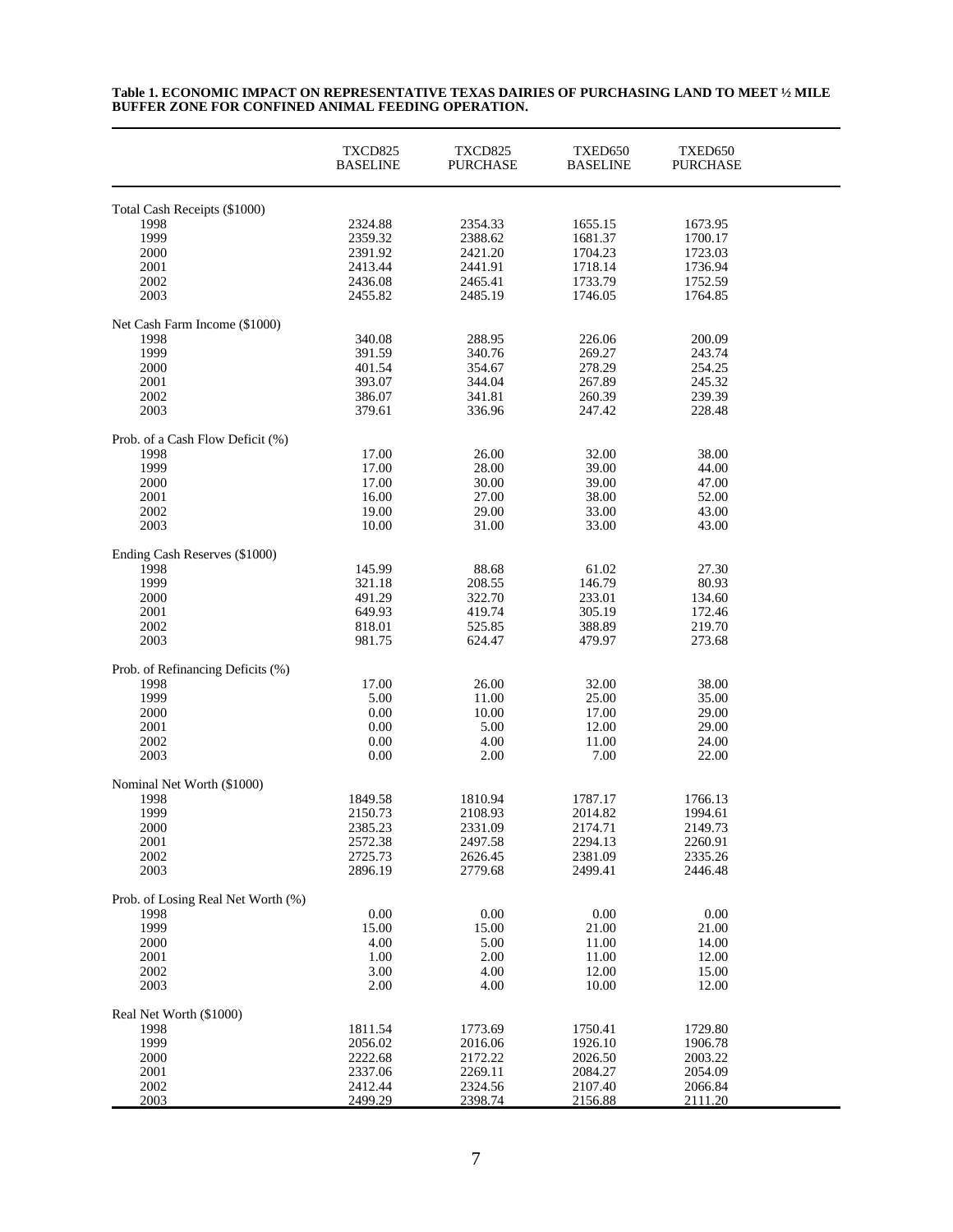**Table 1. ECONOMIC IMPACT ON REPRESENTATIVE TEXAS DAIRIES OF PURCHASING LAND TO MEET ½ MILE BUFFER ZONE FOR CONFINED ANIMAL FEEDING OPERATION.**

| | TXCD825 BASELINE | TXCD825 PURCHASE | TXED650 BASELINE | TXED650 PURCHASE |
|---|---|---|---|---|
| Total Cash Receipts ($1000) | | | | |
| 1998 | 2324.88 | 2354.33 | 1655.15 | 1673.95 |
| 1999 | 2359.32 | 2388.62 | 1681.37 | 1700.17 |
| 2000 | 2391.92 | 2421.20 | 1704.23 | 1723.03 |
| 2001 | 2413.44 | 2441.91 | 1718.14 | 1736.94 |
| 2002 | 2436.08 | 2465.41 | 1733.79 | 1752.59 |
| 2003 | 2455.82 | 2485.19 | 1746.05 | 1764.85 |
| Net Cash Farm Income ($1000) | | | | |
| 1998 | 340.08 | 288.95 | 226.06 | 200.09 |
| 1999 | 391.59 | 340.76 | 269.27 | 243.74 |
| 2000 | 401.54 | 354.67 | 278.29 | 254.25 |
| 2001 | 393.07 | 344.04 | 267.89 | 245.32 |
| 2002 | 386.07 | 341.81 | 260.39 | 239.39 |
| 2003 | 379.61 | 336.96 | 247.42 | 228.48 |
| Prob. of a Cash Flow Deficit (%) | | | | |
| 1998 | 17.00 | 26.00 | 32.00 | 38.00 |
| 1999 | 17.00 | 28.00 | 39.00 | 44.00 |
| 2000 | 17.00 | 30.00 | 39.00 | 47.00 |
| 2001 | 16.00 | 27.00 | 38.00 | 52.00 |
| 2002 | 19.00 | 29.00 | 33.00 | 43.00 |
| 2003 | 10.00 | 31.00 | 33.00 | 43.00 |
| Ending Cash Reserves ($1000) | | | | |
| 1998 | 145.99 | 88.68 | 61.02 | 27.30 |
| 1999 | 321.18 | 208.55 | 146.79 | 80.93 |
| 2000 | 491.29 | 322.70 | 233.01 | 134.60 |
| 2001 | 649.93 | 419.74 | 305.19 | 172.46 |
| 2002 | 818.01 | 525.85 | 388.89 | 219.70 |
| 2003 | 981.75 | 624.47 | 479.97 | 273.68 |
| Prob. of Refinancing Deficits (%) | | | | |
| 1998 | 17.00 | 26.00 | 32.00 | 38.00 |
| 1999 | 5.00 | 11.00 | 25.00 | 35.00 |
| 2000 | 0.00 | 10.00 | 17.00 | 29.00 |
| 2001 | 0.00 | 5.00 | 12.00 | 29.00 |
| 2002 | 0.00 | 4.00 | 11.00 | 24.00 |
| 2003 | 0.00 | 2.00 | 7.00 | 22.00 |
| Nominal Net Worth ($1000) | | | | |
| 1998 | 1849.58 | 1810.94 | 1787.17 | 1766.13 |
| 1999 | 2150.73 | 2108.93 | 2014.82 | 1994.61 |
| 2000 | 2385.23 | 2331.09 | 2174.71 | 2149.73 |
| 2001 | 2572.38 | 2497.58 | 2294.13 | 2260.91 |
| 2002 | 2725.73 | 2626.45 | 2381.09 | 2335.26 |
| 2003 | 2896.19 | 2779.68 | 2499.41 | 2446.48 |
| Prob. of Losing Real Net Worth (%) | | | | |
| 1998 | 0.00 | 0.00 | 0.00 | 0.00 |
| 1999 | 15.00 | 15.00 | 21.00 | 21.00 |
| 2000 | 4.00 | 5.00 | 11.00 | 14.00 |
| 2001 | 1.00 | 2.00 | 11.00 | 12.00 |
| 2002 | 3.00 | 4.00 | 12.00 | 15.00 |
| 2003 | 2.00 | 4.00 | 10.00 | 12.00 |
| Real Net Worth ($1000) | | | | |
| 1998 | 1811.54 | 1773.69 | 1750.41 | 1729.80 |
| 1999 | 2056.02 | 2016.06 | 1926.10 | 1906.78 |
| 2000 | 2222.68 | 2172.22 | 2026.50 | 2003.22 |
| 2001 | 2337.06 | 2269.11 | 2084.27 | 2054.09 |
| 2002 | 2412.44 | 2324.56 | 2107.40 | 2066.84 |
| 2003 | 2499.29 | 2398.74 | 2156.88 | 2111.20 |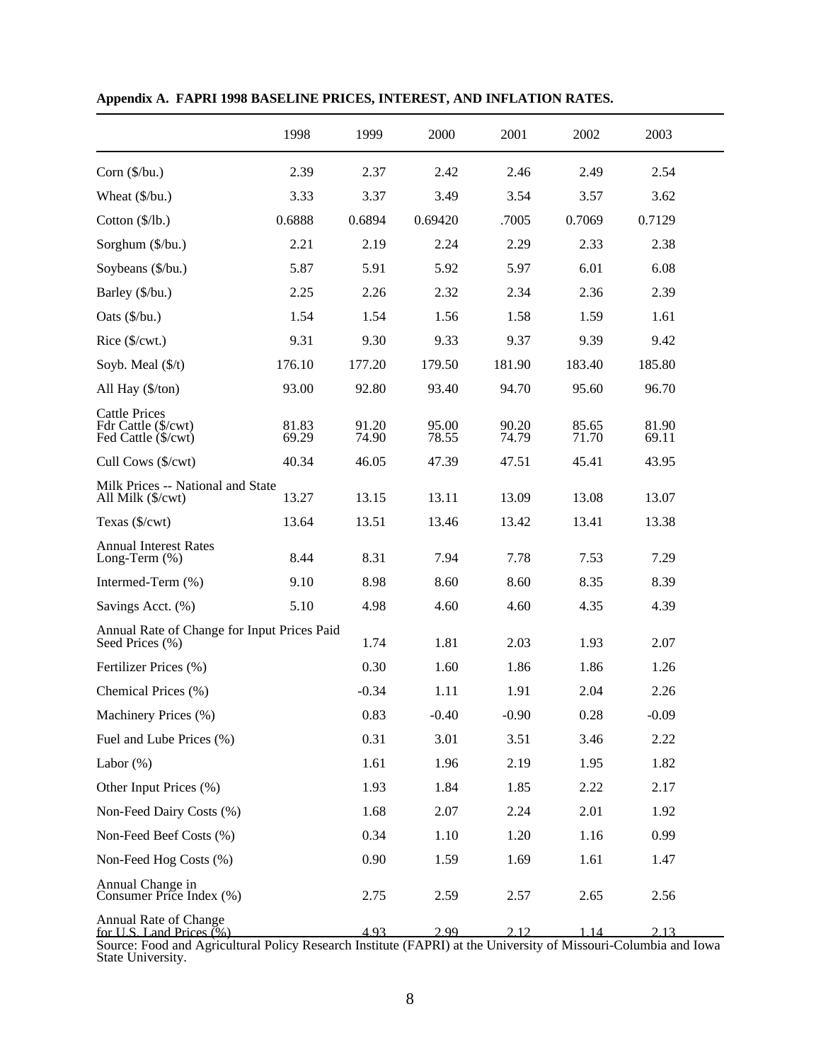**Appendix A. FAPRI 1998 BASELINE PRICES, INTEREST, AND INFLATION RATES.**

| | 1998 | 1999 | 2000 | 2001 | 2002 | 2003 |
|---|---|---|---|---|---|---|
| Corn ($/bu.) | 2.39 | 2.37 | 2.42 | 2.46 | 2.49 | 2.54 |
| Wheat ($/bu.) | 3.33 | 3.37 | 3.49 | 3.54 | 3.57 | 3.62 |
| Cotton ($/lb.) | 0.6888 | 0.6894 | 0.69420 | .7005 | 0.7069 | 0.7129 |
| Sorghum ($/bu.) | 2.21 | 2.19 | 2.24 | 2.29 | 2.33 | 2.38 |
| Soybeans ($/bu.) | 5.87 | 5.91 | 5.92 | 5.97 | 6.01 | 6.08 |
| Barley ($/bu.) | 2.25 | 2.26 | 2.32 | 2.34 | 2.36 | 2.39 |
| Oats ($/bu.) | 1.54 | 1.54 | 1.56 | 1.58 | 1.59 | 1.61 |
| Rice ($/cwt.) | 9.31 | 9.30 | 9.33 | 9.37 | 9.39 | 9.42 |
| Soyb. Meal ($/t) | 176.10 | 177.20 | 179.50 | 181.90 | 183.40 | 185.80 |
| All Hay ($/ton) | 93.00 | 92.80 | 93.40 | 94.70 | 95.60 | 96.70 |
| Cattle Prices | | | | | | |
| Fdr Cattle ($/cwt) | 81.83 | 91.20 | 95.00 | 90.20 | 85.65 | 81.90 |
| Fed Cattle ($/cwt) | 69.29 | 74.90 | 78.55 | 74.79 | 71.70 | 69.11 |
| Cull Cows ($/cwt) | 40.34 | 46.05 | 47.39 | 47.51 | 45.41 | 43.95 |
| Milk Prices -- National and State | | | | | | |
| All Milk ($/cwt) | 13.27 | 13.15 | 13.11 | 13.09 | 13.08 | 13.07 |
| Texas ($/cwt) | 13.64 | 13.51 | 13.46 | 13.42 | 13.41 | 13.38 |
| Annual Interest Rates | | | | | | |
| Long-Term (%) | 8.44 | 8.31 | 7.94 | 7.78 | 7.53 | 7.29 |
| Intermed-Term (%) | 9.10 | 8.98 | 8.60 | 8.60 | 8.35 | 8.39 |
| Savings Acct. (%) | 5.10 | 4.98 | 4.60 | 4.60 | 4.35 | 4.39 |
| Annual Rate of Change for Input Prices Paid | | | | | | |
| Seed Prices (%) | | 1.74 | 1.81 | 2.03 | 1.93 | 2.07 |
| Fertilizer Prices (%) | | 0.30 | 1.60 | 1.86 | 1.86 | 1.26 |
| Chemical Prices (%) | | -0.34 | 1.11 | 1.91 | 2.04 | 2.26 |
| Machinery Prices (%) | | 0.83 | -0.40 | -0.90 | 0.28 | -0.09 |
| Fuel and Lube Prices (%) | | 0.31 | 3.01 | 3.51 | 3.46 | 2.22 |
| Labor (%) | | 1.61 | 1.96 | 2.19 | 1.95 | 1.82 |
| Other Input Prices (%) | | 1.93 | 1.84 | 1.85 | 2.22 | 2.17 |
| Non-Feed Dairy Costs (%) | | 1.68 | 2.07 | 2.24 | 2.01 | 1.92 |
| Non-Feed Beef Costs (%) | | 0.34 | 1.10 | 1.20 | 1.16 | 0.99 |
| Non-Feed Hog Costs (%) | | 0.90 | 1.59 | 1.69 | 1.61 | 1.47 |
| Annual Change in Consumer Price Index (%) | | 2.75 | 2.59 | 2.57 | 2.65 | 2.56 |
| Annual Rate of Change for U.S. Land Prices (%) | | 4.93 | 2.99 | 2.12 | 1.14 | 2.13 |

Source: Food and Agricultural Policy Research Institute (FAPRI) at the University of Missouri-Columbia and Iowa State University.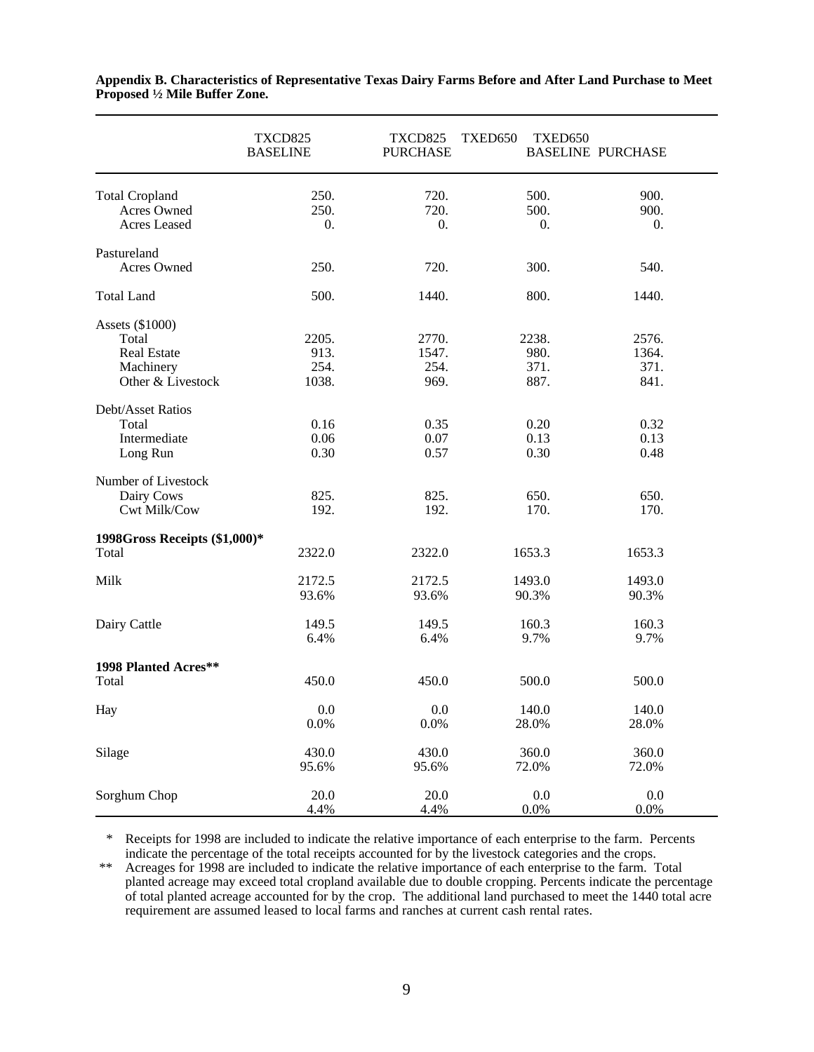**Appendix B. Characteristics of Representative Texas Dairy Farms Before and After Land Purchase to Meet Proposed ½ Mile Buffer Zone.**

| | TXCD825 BASELINE | TXCD825 PURCHASE | TXED650 BASELINE | TXED650 PURCHASE |
|---|---|---|---|---|
| Total Cropland | 250. | 720. | 500. | 900. |
| Acres Owned | 250. | 720. | 500. | 900. |
| Acres Leased | 0. | 0. | 0. | 0. |
| Pastureland | | | | |
| Acres Owned | 250. | 720. | 300. | 540. |
| Total Land | 500. | 1440. | 800. | 1440. |
| Assets ($1000) | | | | |
| Total | 2205. | 2770. | 2238. | 2576. |
| Real Estate | 913. | 1547. | 980. | 1364. |
| Machinery | 254. | 254. | 371. | 371. |
| Other & Livestock | 1038. | 969. | 887. | 841. |
| Debt/Asset Ratios | | | | |
| Total | 0.16 | 0.35 | 0.20 | 0.32 |
| Intermediate | 0.06 | 0.07 | 0.13 | 0.13 |
| Long Run | 0.30 | 0.57 | 0.30 | 0.48 |
| Number of Livestock | | | | |
| Dairy Cows | 825. | 825. | 650. | 650. |
| Cwt Milk/Cow | 192. | 192. | 170. | 170. |
| **1998Gross Receipts ($1,000)*** | | | | |
| Total | 2322.0 | 2322.0 | 1653.3 | 1653.3 |
| Milk | 2172.5 | 2172.5 | 1493.0 | 1493.0 |
| | 93.6% | 93.6% | 90.3% | 90.3% |
| Dairy Cattle | 149.5 | 149.5 | 160.3 | 160.3 |
| | 6.4% | 6.4% | 9.7% | 9.7% |
| **1998 Planted Acres**** | | | | |
| Total | 450.0 | 450.0 | 500.0 | 500.0 |
| Hay | 0.0 | 0.0 | 140.0 | 140.0 |
| | 0.0% | 0.0% | 28.0% | 28.0% |
| Silage | 430.0 | 430.0 | 360.0 | 360.0 |
| | 95.6% | 95.6% | 72.0% | 72.0% |
| Sorghum Chop | 20.0 | 20.0 | 0.0 | 0.0 |
| | 4.4% | 4.4% | 0.0% | 0.0% |

\* Receipts for 1998 are included to indicate the relative importance of each enterprise to the farm. Percents indicate the percentage of the total receipts accounted for by the livestock categories and the crops.

\** Acreages for 1998 are included to indicate the relative importance of each enterprise to the farm. Total planted acreage may exceed total cropland available due to double cropping. Percents indicate the percentage of total planted acreage accounted for by the crop. The additional land purchased to meet the 1440 total acre requirement are assumed leased to local farms and ranches at current cash rental rates.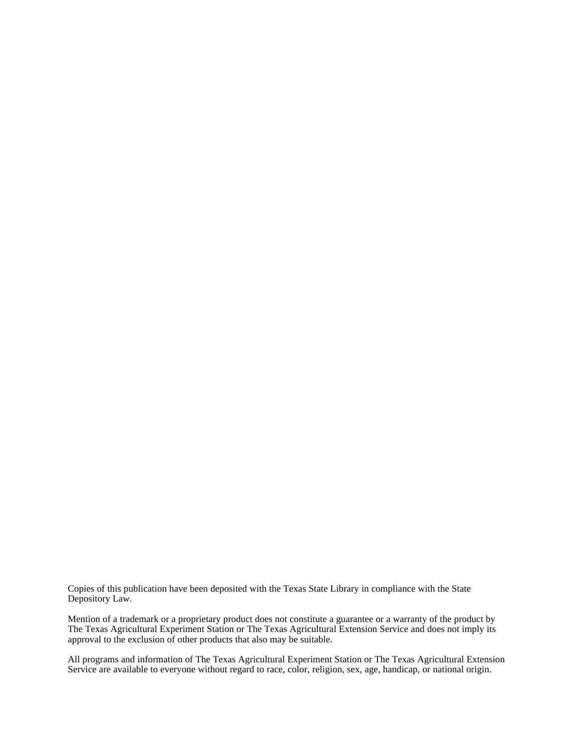Copies of this publication have been deposited with the Texas State Library in compliance with the State Depository Law.

Mention of a trademark or a proprietary product does not constitute a guarantee or a warranty of the product by The Texas Agricultural Experiment Station or The Texas Agricultural Extension Service and does not imply its approval to the exclusion of other products that also may be suitable.

All programs and information of The Texas Agricultural Experiment Station or The Texas Agricultural Extension Service are available to everyone without regard to race, color, religion, sex, age, handicap, or national origin.